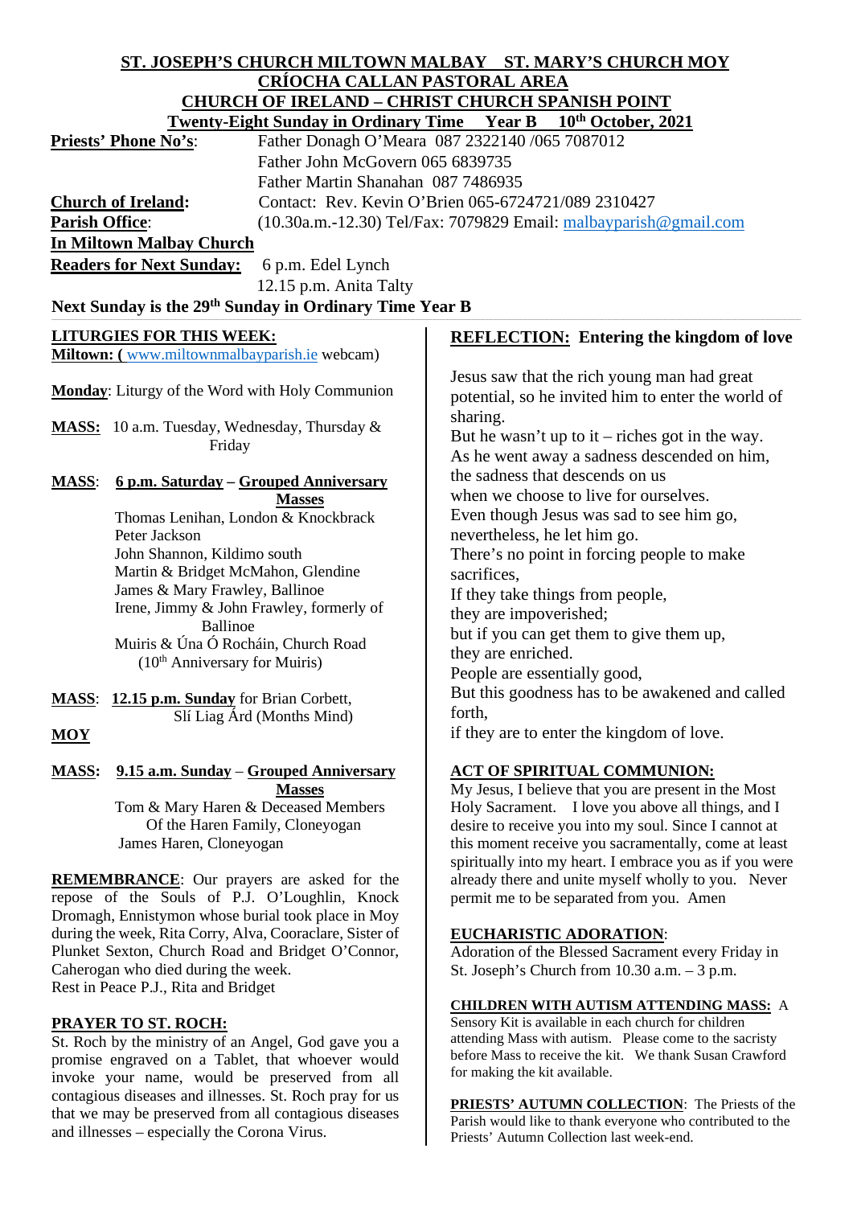# ST. JOSEPH'S CHURCH MILTOWN MALBAY ST. MARY'S CHURCH MOY

## CRÍOCHA CALLAN PASTORAL AREA

## CHURCH OF IRELAND – CHRIST CHURCH SPANISH POINT

**Twenty-Eight Sunday in Ordinary Time Year B 10th October, 2021**

**Priests' Phone No's**: Father Donagh O'Meara 087 2322140 /065 7087012
Father John McGovern 065 6839735
Father Martin Shanahan 087 7486935

**Church of Ireland**: Contact: Rev. Kevin O'Brien 065-6724721/089 2310427

**Parish Office**: (10.30a.m.-12.30) Tel/Fax: 7079829 Email: malbayparish@gmail.com

**In Miltown Malbay Church**

**Readers for Next Sunday:** 6 p.m. Edel Lynch
12.15 p.m. Anita Talty

**Next Sunday is the 29th Sunday in Ordinary Time Year B**

**LITURGIES FOR THIS WEEK:**

**Miltown: (** www.miltownmalbayparish.ie webcam)

**Monday**: Liturgy of the Word with Holy Communion

**MASS:** 10 a.m. Tuesday, Wednesday, Thursday & Friday

**MASS**: **6 p.m. Saturday – Grouped Anniversary Masses**
Thomas Lenihan, London & Knockbrack
Peter Jackson
John Shannon, Kildimo south
Martin & Bridget McMahon, Glendine
James & Mary Frawley, Ballinoe
Irene, Jimmy & John Frawley, formerly of Ballinoe
Muiris & Úna Ó Rocháin, Church Road
(10th Anniversary for Muiris)

**MASS**: **12.15 p.m. Sunday** for Brian Corbett, Slí Liag Árd (Months Mind)

**MOY**

**MASS: 9.15 a.m. Sunday – Grouped Anniversary Masses**
Tom & Mary Haren & Deceased Members Of the Haren Family, Cloneyogan
James Haren, Cloneyogan

**REMEMBRANCE**: Our prayers are asked for the repose of the Souls of P.J. O'Loughlin, Knock Dromagh, Ennistymon whose burial took place in Moy during the week, Rita Corry, Alva, Cooraclare, Sister of Plunket Sexton, Church Road and Bridget O'Connor, Caherogan who died during the week.
Rest in Peace P.J., Rita and Bridget

**PRAYER TO ST. ROCH:**
St. Roch by the ministry of an Angel, God gave you a promise engraved on a Tablet, that whoever would invoke your name, would be preserved from all contagious diseases and illnesses. St. Roch pray for us that we may be preserved from all contagious diseases and illnesses – especially the Corona Virus.

**REFLECTION: Entering the kingdom of love**

Jesus saw that the rich young man had great potential, so he invited him to enter the world of sharing.
But he wasn't up to it – riches got in the way.
As he went away a sadness descended on him,
the sadness that descends on us
when we choose to live for ourselves.
Even though Jesus was sad to see him go,
nevertheless, he let him go.
There's no point in forcing people to make sacrifices,
If they take things from people,
they are impoverished;
but if you can get them to give them up,
they are enriched.
People are essentially good,
But this goodness has to be awakened and called forth,
if they are to enter the kingdom of love.

**ACT OF SPIRITUAL COMMUNION:**
My Jesus, I believe that you are present in the Most Holy Sacrament. I love you above all things, and I desire to receive you into my soul. Since I cannot at this moment receive you sacramentally, come at least spiritually into my heart. I embrace you as if you were already there and unite myself wholly to you. Never permit me to be separated from you. Amen

**EUCHARISTIC ADORATION**:
Adoration of the Blessed Sacrament every Friday in St. Joseph's Church from 10.30 a.m. – 3 p.m.

**CHILDREN WITH AUTISM ATTENDING MASS:** A Sensory Kit is available in each church for children attending Mass with autism. Please come to the sacristy before Mass to receive the kit. We thank Susan Crawford for making the kit available.

**PRIESTS' AUTUMN COLLECTION**: The Priests of the Parish would like to thank everyone who contributed to the Priests' Autumn Collection last week-end.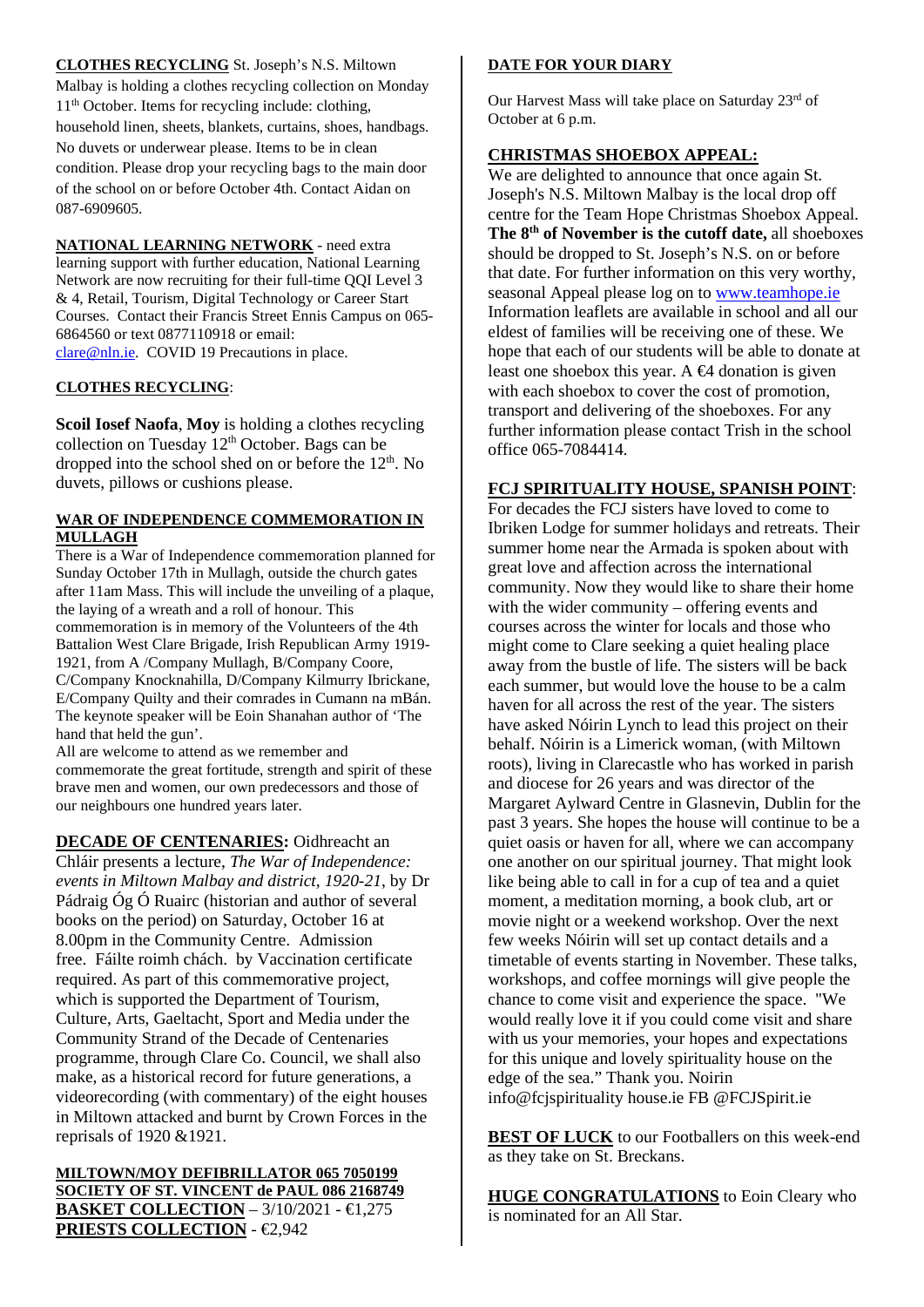**CLOTHES RECYCLING** St. Joseph's N.S. Miltown Malbay is holding a clothes recycling collection on Monday 11th October. Items for recycling include: clothing, household linen, sheets, blankets, curtains, shoes, handbags. No duvets or underwear please. Items to be in clean condition. Please drop your recycling bags to the main door of the school on or before October 4th. Contact Aidan on 087-6909605.

**NATIONAL LEARNING NETWORK** - need extra learning support with further education, National Learning Network are now recruiting for their full-time QQI Level 3 & 4, Retail, Tourism, Digital Technology or Career Start Courses. Contact their Francis Street Ennis Campus on 065-6864560 or text 0877110918 or email: clare@nln.ie. COVID 19 Precautions in place.

**CLOTHES RECYCLING**:

**Scoil Iosef Naofa**, **Moy** is holding a clothes recycling collection on Tuesday 12th October. Bags can be dropped into the school shed on or before the 12th. No duvets, pillows or cushions please.

**WAR OF INDEPENDENCE COMMEMORATION IN MULLAGH**

There is a War of Independence commemoration planned for Sunday October 17th in Mullagh, outside the church gates after 11am Mass. This will include the unveiling of a plaque, the laying of a wreath and a roll of honour. This commemoration is in memory of the Volunteers of the 4th Battalion West Clare Brigade, Irish Republican Army 1919-1921, from A /Company Mullagh, B/Company Coore, C/Company Knocknahilla, D/Company Kilmurry Ibrickane, E/Company Quilty and their comrades in Cumann na mBán. The keynote speaker will be Eoin Shanahan author of 'The hand that held the gun'.

All are welcome to attend as we remember and commemorate the great fortitude, strength and spirit of these brave men and women, our own predecessors and those of our neighbours one hundred years later.

**DECADE OF CENTENARIES:** Oidhreacht an Chláir presents a lecture, *The War of Independence: events in Miltown Malbay and district, 1920-21*, by Dr Pádraig Óg Ó Ruairc (historian and author of several books on the period) on Saturday, October 16 at 8.00pm in the Community Centre. Admission free. Fáilte roimh chách. by Vaccination certificate required. As part of this commemorative project, which is supported the Department of Tourism, Culture, Arts, Gaeltacht, Sport and Media under the Community Strand of the Decade of Centenaries programme, through Clare Co. Council, we shall also make, as a historical record for future generations, a videorecording (with commentary) of the eight houses in Miltown attacked and burnt by Crown Forces in the reprisals of 1920 &1921.

**MILTOWN/MOY DEFIBRILLATOR 065 7050199**
**SOCIETY OF ST. VINCENT de PAUL 086 2168749**
**BASKET COLLECTION** – 3/10/2021 - €1,275
**PRIESTS COLLECTION** - €2,942

**DATE FOR YOUR DIARY**

Our Harvest Mass will take place on Saturday 23rd of October at 6 p.m.

**CHRISTMAS SHOEBOX APPEAL:**

We are delighted to announce that once again St. Joseph's N.S. Miltown Malbay is the local drop off centre for the Team Hope Christmas Shoebox Appeal. **The 8th of November is the cutoff date,** all shoeboxes should be dropped to St. Joseph's N.S. on or before that date. For further information on this very worthy, seasonal Appeal please log on to www.teamhope.ie Information leaflets are available in school and all our eldest of families will be receiving one of these. We hope that each of our students will be able to donate at least one shoebox this year. A €4 donation is given with each shoebox to cover the cost of promotion, transport and delivering of the shoeboxes. For any further information please contact Trish in the school office 065-7084414.

**FCJ SPIRITUALITY HOUSE, SPANISH POINT**:

For decades the FCJ sisters have loved to come to Ibriken Lodge for summer holidays and retreats. Their summer home near the Armada is spoken about with great love and affection across the international community. Now they would like to share their home with the wider community – offering events and courses across the winter for locals and those who might come to Clare seeking a quiet healing place away from the bustle of life. The sisters will be back each summer, but would love the house to be a calm haven for all across the rest of the year. The sisters have asked Nóirin Lynch to lead this project on their behalf. Nóirin is a Limerick woman, (with Miltown roots), living in Clarecastle who has worked in parish and diocese for 26 years and was director of the Margaret Aylward Centre in Glasnevin, Dublin for the past 3 years. She hopes the house will continue to be a quiet oasis or haven for all, where we can accompany one another on our spiritual journey. That might look like being able to call in for a cup of tea and a quiet moment, a meditation morning, a book club, art or movie night or a weekend workshop. Over the next few weeks Nóirin will set up contact details and a timetable of events starting in November. These talks, workshops, and coffee mornings will give people the chance to come visit and experience the space. "We would really love it if you could come visit and share with us your memories, your hopes and expectations for this unique and lovely spirituality house on the edge of the sea." Thank you. Noirin info@fcjspirituality house.ie FB @FCJSpirit.ie

**BEST OF LUCK** to our Footballers on this week-end as they take on St. Breckans.

**HUGE CONGRATULATIONS** to Eoin Cleary who is nominated for an All Star.